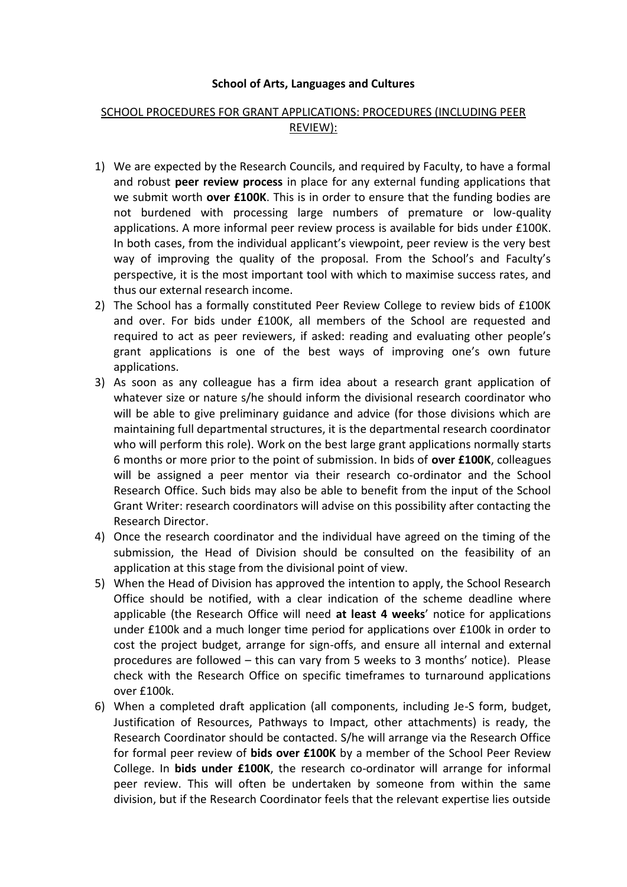**School of Arts, Languages and Cultures**

SCHOOL PROCEDURES FOR GRANT APPLICATIONS: PROCEDURES (INCLUDING PEER REVIEW):

1) We are expected by the Research Councils, and required by Faculty, to have a formal and robust **peer review process** in place for any external funding applications that we submit worth **over £100K**. This is in order to ensure that the funding bodies are not burdened with processing large numbers of premature or low-quality applications. A more informal peer review process is available for bids under £100K. In both cases, from the individual applicant's viewpoint, peer review is the very best way of improving the quality of the proposal. From the School's and Faculty's perspective, it is the most important tool with which to maximise success rates, and thus our external research income.
2) The School has a formally constituted Peer Review College to review bids of £100K and over. For bids under £100K, all members of the School are requested and required to act as peer reviewers, if asked: reading and evaluating other people's grant applications is one of the best ways of improving one's own future applications.
3) As soon as any colleague has a firm idea about a research grant application of whatever size or nature s/he should inform the divisional research coordinator who will be able to give preliminary guidance and advice (for those divisions which are maintaining full departmental structures, it is the departmental research coordinator who will perform this role). Work on the best large grant applications normally starts 6 months or more prior to the point of submission. In bids of **over £100K**, colleagues will be assigned a peer mentor via their research co-ordinator and the School Research Office. Such bids may also be able to benefit from the input of the School Grant Writer: research coordinators will advise on this possibility after contacting the Research Director.
4) Once the research coordinator and the individual have agreed on the timing of the submission, the Head of Division should be consulted on the feasibility of an application at this stage from the divisional point of view.
5) When the Head of Division has approved the intention to apply, the School Research Office should be notified, with a clear indication of the scheme deadline where applicable (the Research Office will need **at least 4 weeks**' notice for applications under £100k and a much longer time period for applications over £100k in order to cost the project budget, arrange for sign-offs, and ensure all internal and external procedures are followed – this can vary from 5 weeks to 3 months' notice). Please check with the Research Office on specific timeframes to turnaround applications over £100k.
6) When a completed draft application (all components, including Je-S form, budget, Justification of Resources, Pathways to Impact, other attachments) is ready, the Research Coordinator should be contacted. S/he will arrange via the Research Office for formal peer review of **bids over £100K** by a member of the School Peer Review College. In **bids under £100K**, the research co-ordinator will arrange for informal peer review. This will often be undertaken by someone from within the same division, but if the Research Coordinator feels that the relevant expertise lies outside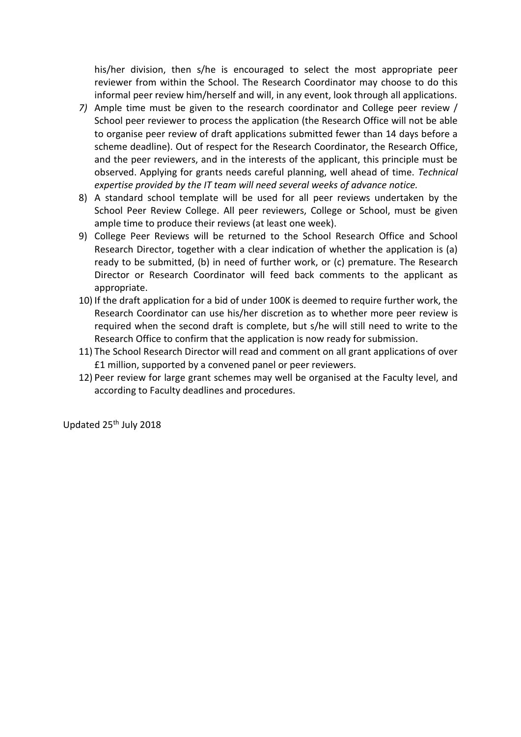his/her division, then s/he is encouraged to select the most appropriate peer reviewer from within the School. The Research Coordinator may choose to do this informal peer review him/herself and will, in any event, look through all applications.

7) Ample time must be given to the research coordinator and College peer review / School peer reviewer to process the application (the Research Office will not be able to organise peer review of draft applications submitted fewer than 14 days before a scheme deadline). Out of respect for the Research Coordinator, the Research Office, and the peer reviewers, and in the interests of the applicant, this principle must be observed. Applying for grants needs careful planning, well ahead of time. *Technical expertise provided by the IT team will need several weeks of advance notice.*
8) A standard school template will be used for all peer reviews undertaken by the School Peer Review College. All peer reviewers, College or School, must be given ample time to produce their reviews (at least one week).
9) College Peer Reviews will be returned to the School Research Office and School Research Director, together with a clear indication of whether the application is (a) ready to be submitted, (b) in need of further work, or (c) premature. The Research Director or Research Coordinator will feed back comments to the applicant as appropriate.
10) If the draft application for a bid of under 100K is deemed to require further work, the Research Coordinator can use his/her discretion as to whether more peer review is required when the second draft is complete, but s/he will still need to write to the Research Office to confirm that the application is now ready for submission.
11) The School Research Director will read and comment on all grant applications of over £1 million, supported by a convened panel or peer reviewers.
12) Peer review for large grant schemes may well be organised at the Faculty level, and according to Faculty deadlines and procedures.

Updated 25th July 2018